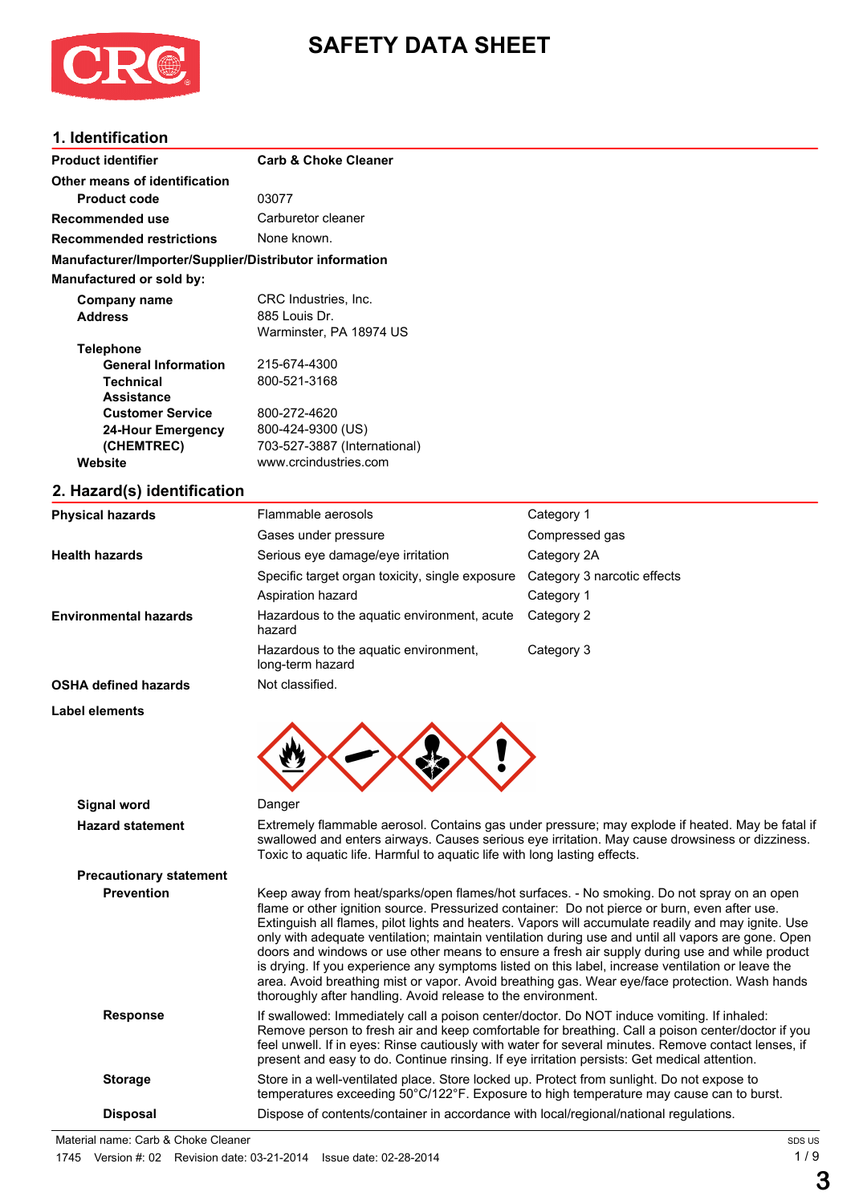# SAFETY DATA SHEET

## 1. Identification

| | |
|---|---|
| **Product identifier** | **Carb & Choke Cleaner** |
| **Other means of identification** | |
| **Product code** | 03077 |
| **Recommended use** | Carburetor cleaner |
| **Recommended restrictions** | None known. |

**Manufacturer/Importer/Supplier/Distributor information**

**Manufactured or sold by:**

| | |
|---|---|
| **Company name** | CRC Industries, Inc. |
| **Address** | 885 Louis Dr.<br>Warminster, PA 18974 US |
| **Telephone** | |
| **General Information** | 215-674-4300 |
| **Technical Assistance** | 800-521-3168 |
| **Customer Service** | 800-272-4620 |
| **24-Hour Emergency (CHEMTREC)** | 800-424-9300 (US)<br>703-527-3887 (International) |
| **Website** | www.crcindustries.com |

## 2. Hazard(s) identification

| | | |
|---|---|---|
| **Physical hazards** | Flammable aerosols | Category 1 |
| | Gases under pressure | Compressed gas |
| **Health hazards** | Serious eye damage/eye irritation | Category 2A |
| | Specific target organ toxicity, single exposure | Category 3 narcotic effects |
| | Aspiration hazard | Category 1 |
| **Environmental hazards** | Hazardous to the aquatic environment, acute hazard | Category 2 |
| | Hazardous to the aquatic environment, long-term hazard | Category 3 |
| **OSHA defined hazards** | Not classified. | |

**Label elements**

**Signal word** Danger

**Hazard statement** Extremely flammable aerosol. Contains gas under pressure; may explode if heated. May be fatal if swallowed and enters airways. Causes serious eye irritation. May cause drowsiness or dizziness. Toxic to aquatic life. Harmful to aquatic life with long lasting effects.

**Precautionary statement**

**Prevention** Keep away from heat/sparks/open flames/hot surfaces. - No smoking. Do not spray on an open flame or other ignition source. Pressurized container: Do not pierce or burn, even after use. Extinguish all flames, pilot lights and heaters. Vapors will accumulate readily and may ignite. Use only with adequate ventilation; maintain ventilation during use and until all vapors are gone. Open doors and windows or use other means to ensure a fresh air supply during use and while product is drying. If you experience any symptoms listed on this label, increase ventilation or leave the area. Avoid breathing mist or vapor. Avoid breathing gas. Wear eye/face protection. Wash hands thoroughly after handling. Avoid release to the environment.

**Response** If swallowed: Immediately call a poison center/doctor. Do NOT induce vomiting. If inhaled: Remove person to fresh air and keep comfortable for breathing. Call a poison center/doctor if you feel unwell. If in eyes: Rinse cautiously with water for several minutes. Remove contact lenses, if present and easy to do. Continue rinsing. If eye irritation persists: Get medical attention.

**Storage** Store in a well-ventilated place. Store locked up. Protect from sunlight. Do not expose to temperatures exceeding 50°C/122°F. Exposure to high temperature may cause can to burst.

**Disposal** Dispose of contents/container in accordance with local/regional/national regulations.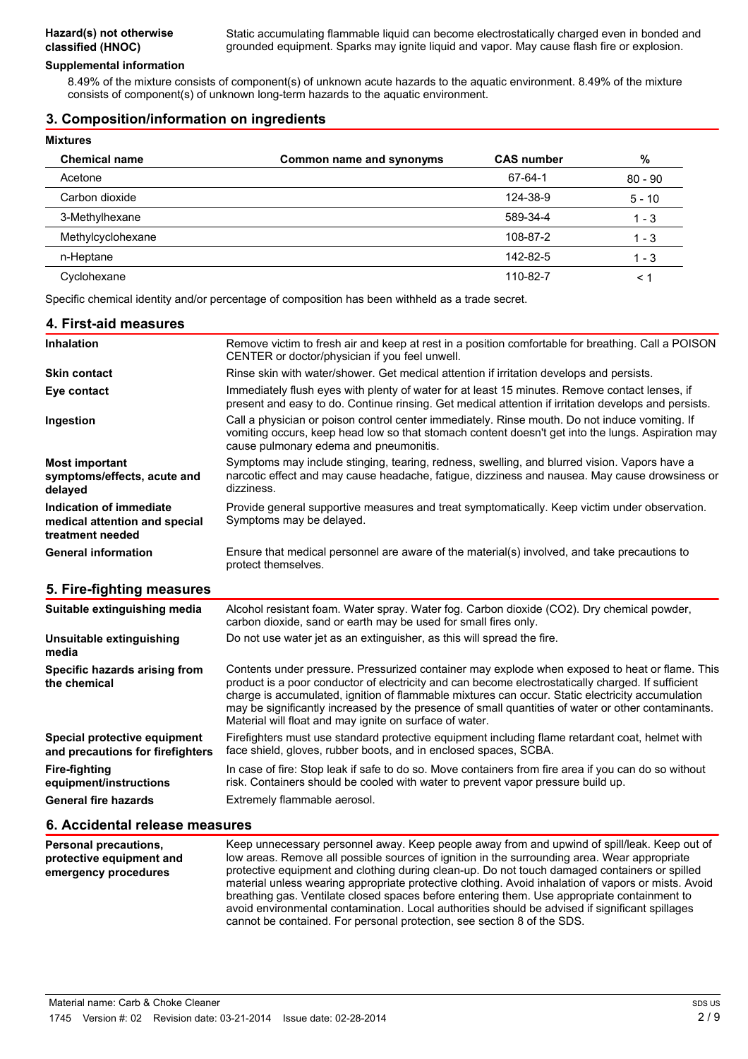| | |
|---|---|
| **Hazard(s) not otherwise classified (HNOC)** | Static accumulating flammable liquid can become electrostatically charged even in bonded and grounded equipment. Sparks may ignite liquid and vapor. May cause flash fire or explosion. |

**Supplemental information**

8.49% of the mixture consists of component(s) of unknown acute hazards to the aquatic environment. 8.49% of the mixture consists of component(s) of unknown long-term hazards to the aquatic environment.

## 3. Composition/information on ingredients

**Mixtures**

| Chemical name | Common name and synonyms | CAS number | % |
|---|---|---|---|
| Acetone | | 67-64-1 | 80 - 90 |
| Carbon dioxide | | 124-38-9 | 5 - 10 |
| 3-Methylhexane | | 589-34-4 | 1 - 3 |
| Methylcyclohexane | | 108-87-2 | 1 - 3 |
| n-Heptane | | 142-82-5 | 1 - 3 |
| Cyclohexane | | 110-82-7 | < 1 |

Specific chemical identity and/or percentage of composition has been withheld as a trade secret.

## 4. First-aid measures

| | |
|---|---|
| **Inhalation** | Remove victim to fresh air and keep at rest in a position comfortable for breathing. Call a POISON CENTER or doctor/physician if you feel unwell. |
| **Skin contact** | Rinse skin with water/shower. Get medical attention if irritation develops and persists. |
| **Eye contact** | Immediately flush eyes with plenty of water for at least 15 minutes. Remove contact lenses, if present and easy to do. Continue rinsing. Get medical attention if irritation develops and persists. |
| **Ingestion** | Call a physician or poison control center immediately. Rinse mouth. Do not induce vomiting. If vomiting occurs, keep head low so that stomach content doesn't get into the lungs. Aspiration may cause pulmonary edema and pneumonitis. |
| **Most important symptoms/effects, acute and delayed** | Symptoms may include stinging, tearing, redness, swelling, and blurred vision. Vapors have a narcotic effect and may cause headache, fatigue, dizziness and nausea. May cause drowsiness or dizziness. |
| **Indication of immediate medical attention and special treatment needed** | Provide general supportive measures and treat symptomatically. Keep victim under observation. Symptoms may be delayed. |
| **General information** | Ensure that medical personnel are aware of the material(s) involved, and take precautions to protect themselves. |

## 5. Fire-fighting measures

| | |
|---|---|
| **Suitable extinguishing media** | Alcohol resistant foam. Water spray. Water fog. Carbon dioxide ($CO_2$). Dry chemical powder, carbon dioxide, sand or earth may be used for small fires only. |
| **Unsuitable extinguishing media** | Do not use water jet as an extinguisher, as this will spread the fire. |
| **Specific hazards arising from the chemical** | Contents under pressure. Pressurized container may explode when exposed to heat or flame. This product is a poor conductor of electricity and can become electrostatically charged. If sufficient charge is accumulated, ignition of flammable mixtures can occur. Static electricity accumulation may be significantly increased by the presence of small quantities of water or other contaminants. Material will float and may ignite on surface of water. |
| **Special protective equipment and precautions for firefighters** | Firefighters must use standard protective equipment including flame retardant coat, helmet with face shield, gloves, rubber boots, and in enclosed spaces, SCBA. |
| **Fire-fighting equipment/instructions** | In case of fire: Stop leak if safe to do so. Move containers from fire area if you can do so without risk. Containers should be cooled with water to prevent vapor pressure build up. |
| **General fire hazards** | Extremely flammable aerosol. |

## 6. Accidental release measures

| | |
|---|---|
| **Personal precautions, protective equipment and emergency procedures** | Keep unnecessary personnel away. Keep people away from and upwind of spill/leak. Keep out of low areas. Remove all possible sources of ignition in the surrounding area. Wear appropriate protective equipment and clothing during clean-up. Do not touch damaged containers or spilled material unless wearing appropriate protective clothing. Avoid inhalation of vapors or mists. Avoid breathing gas. Ventilate closed spaces before entering them. Use appropriate containment to avoid environmental contamination. Local authorities should be advised if significant spillages cannot be contained. For personal protection, see section 8 of the SDS. |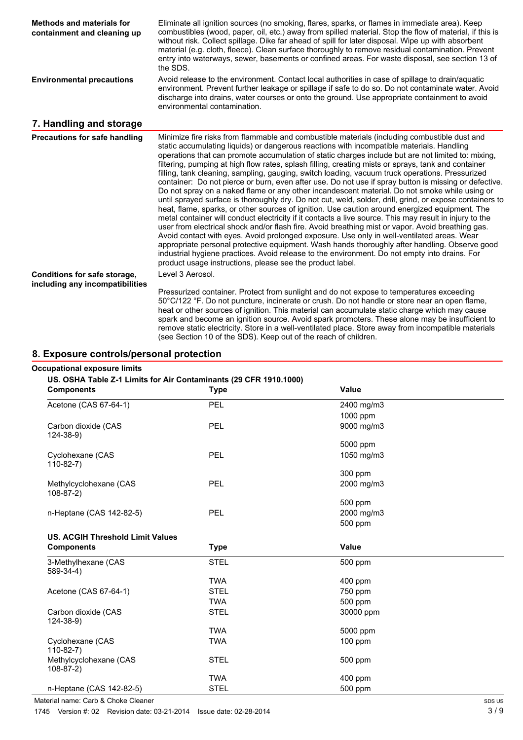| | |
|---|---|
| **Methods and materials for containment and cleaning up** | Eliminate all ignition sources (no smoking, flares, sparks, or flames in immediate area). Keep combustibles (wood, paper, oil, etc.) away from spilled material. Stop the flow of material, if this is without risk. Collect spillage. Dike far ahead of spill for later disposal. Wipe up with absorbent material (e.g. cloth, fleece). Clean surface thoroughly to remove residual contamination. Prevent entry into waterways, sewer, basements or confined areas. For waste disposal, see section 13 of the SDS. |
| **Environmental precautions** | Avoid release to the environment. Contact local authorities in case of spillage to drain/aquatic environment. Prevent further leakage or spillage if safe to do so. Do not contaminate water. Avoid discharge into drains, water courses or onto the ground. Use appropriate containment to avoid environmental contamination. |

## 7. Handling and storage

| | |
|---|---|
| **Precautions for safe handling** | Minimize fire risks from flammable and combustible materials (including combustible dust and static accumulating liquids) or dangerous reactions with incompatible materials. Handling operations that can promote accumulation of static charges include but are not limited to: mixing, filtering, pumping at high flow rates, splash filling, creating mists or sprays, tank and container filling, tank cleaning, sampling, gauging, switch loading, vacuum truck operations. Pressurized container: Do not pierce or burn, even after use. Do not use if spray button is missing or defective. Do not spray on a naked flame or any other incandescent material. Do not smoke while using or until sprayed surface is thoroughly dry. Do not cut, weld, solder, drill, grind, or expose containers to heat, flame, sparks, or other sources of ignition. Use caution around energized equipment. The metal container will conduct electricity if it contacts a live source. This may result in injury to the user from electrical shock and/or flash fire. Avoid breathing mist or vapor. Avoid breathing gas. Avoid contact with eyes. Avoid prolonged exposure. Use only in well-ventilated areas. Wear appropriate personal protective equipment. Wash hands thoroughly after handling. Observe good industrial hygiene practices. Avoid release to the environment. Do not empty into drains. For product usage instructions, please see the product label. |
| **Conditions for safe storage, including any incompatibilities** | Level 3 Aerosol.<br><br>Pressurized container. Protect from sunlight and do not expose to temperatures exceeding 50°C/122 °F. Do not puncture, incinerate or crush. Do not handle or store near an open flame, heat or other sources of ignition. This material can accumulate static charge which may cause spark and become an ignition source. Avoid spark promoters. These alone may be insufficient to remove static electricity. Store in a well-ventilated place. Store away from incompatible materials (see Section 10 of the SDS). Keep out of the reach of children. |

## 8. Exposure controls/personal protection

**Occupational exposure limits**

**US. OSHA Table Z-1 Limits for Air Contaminants (29 CFR 1910.1000)**

| Components | Type | Value |
|---|---|---|
| Acetone (CAS 67-64-1) | PEL | 2400 mg/m3 |
| | | 1000 ppm |
| Carbon dioxide (CAS 124-38-9) | PEL | 9000 mg/m3 |
| | | 5000 ppm |
| Cyclohexane (CAS 110-82-7) | PEL | 1050 mg/m3 |
| | | 300 ppm |
| Methylcyclohexane (CAS 108-87-2) | PEL | 2000 mg/m3 |
| | | 500 ppm |
| n-Heptane (CAS 142-82-5) | PEL | 2000 mg/m3 |
| | | 500 ppm |

**US. ACGIH Threshold Limit Values**

| Components | Type | Value |
|---|---|---|
| 3-Methylhexane (CAS 589-34-4) | STEL | 500 ppm |
| | TWA | 400 ppm |
| Acetone (CAS 67-64-1) | STEL | 750 ppm |
| | TWA | 500 ppm |
| Carbon dioxide (CAS 124-38-9) | STEL | 30000 ppm |
| | TWA | 5000 ppm |
| Cyclohexane (CAS 110-82-7) | TWA | 100 ppm |
| Methylcyclohexane (CAS 108-87-2) | STEL | 500 ppm |
| | TWA | 400 ppm |
| n-Heptane (CAS 142-82-5) | STEL | 500 ppm |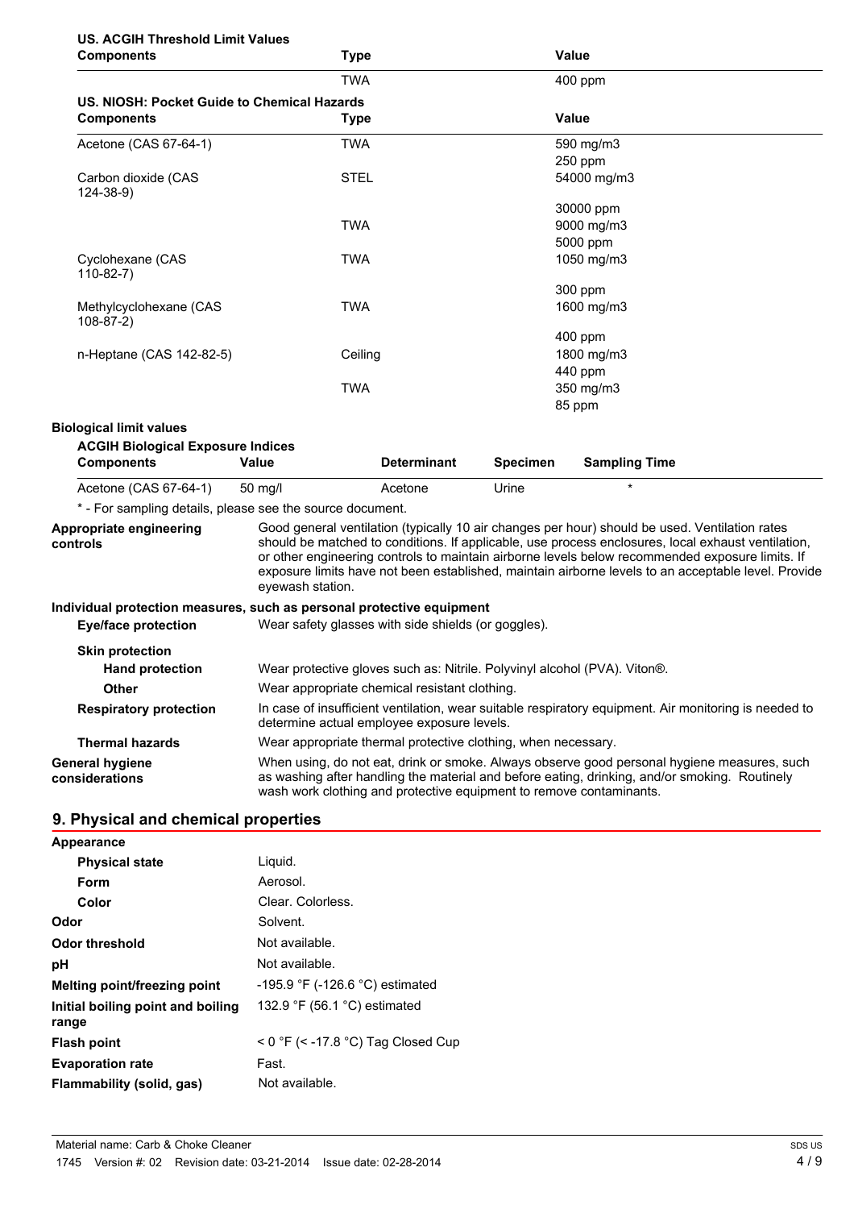**US. ACGIH Threshold Limit Values**

| Components | Type | Value |
|---|---|---|
| | TWA | 400 ppm |

**US. NIOSH: Pocket Guide to Chemical Hazards**

| Components | Type | Value |
|---|---|---|
| Acetone (CAS 67-64-1) | TWA | 590 mg/m3 |
| | | 250 ppm |
| Carbon dioxide (CAS 124-38-9) | STEL | 54000 mg/m3 |
| | | 30000 ppm |
| | TWA | 9000 mg/m3 |
| | | 5000 ppm |
| Cyclohexane (CAS 110-82-7) | TWA | 1050 mg/m3 |
| | | 300 ppm |
| Methylcyclohexane (CAS 108-87-2) | TWA | 1600 mg/m3 |
| | | 400 ppm |
| n-Heptane (CAS 142-82-5) | Ceiling | 1800 mg/m3 |
| | | 440 ppm |
| | TWA | 350 mg/m3 |
| | | 85 ppm |

**Biological limit values**

**ACGIH Biological Exposure Indices**

| Components | Value | Determinant | Specimen | Sampling Time |
|---|---|---|---|---|
| Acetone (CAS 67-64-1) | 50 mg/l | Acetone | Urine | * |

* - For sampling details, please see the source document.

**Appropriate engineering controls**
Good general ventilation (typically 10 air changes per hour) should be used. Ventilation rates should be matched to conditions. If applicable, use process enclosures, local exhaust ventilation, or other engineering controls to maintain airborne levels below recommended exposure limits. If exposure limits have not been established, maintain airborne levels to an acceptable level. Provide eyewash station.

**Individual protection measures, such as personal protective equipment**

**Eye/face protection**
Wear safety glasses with side shields (or goggles).

**Skin protection**

**Hand protection**
Wear protective gloves such as: Nitrile. Polyvinyl alcohol (PVA). Viton®.

**Other**
Wear appropriate chemical resistant clothing.

**Respiratory protection**
In case of insufficient ventilation, wear suitable respiratory equipment. Air monitoring is needed to determine actual employee exposure levels.

**Thermal hazards**
Wear appropriate thermal protective clothing, when necessary.

**General hygiene considerations**
When using, do not eat, drink or smoke. Always observe good personal hygiene measures, such as washing after handling the material and before eating, drinking, and/or smoking. Routinely wash work clothing and protective equipment to remove contaminants.

## 9. Physical and chemical properties

**Appearance**

| | |
|---|---|
| **Physical state** | Liquid. |
| **Form** | Aerosol. |
| **Color** | Clear. Colorless. |
| **Odor** | Solvent. |
| **Odor threshold** | Not available. |
| **pH** | Not available. |
| **Melting point/freezing point** | -195.9 °F (-126.6 °C) estimated |
| **Initial boiling point and boiling range** | 132.9 °F (56.1 °C) estimated |
| **Flash point** | < 0 °F (< -17.8 °C) Tag Closed Cup |
| **Evaporation rate** | Fast. |
| **Flammability (solid, gas)** | Not available. |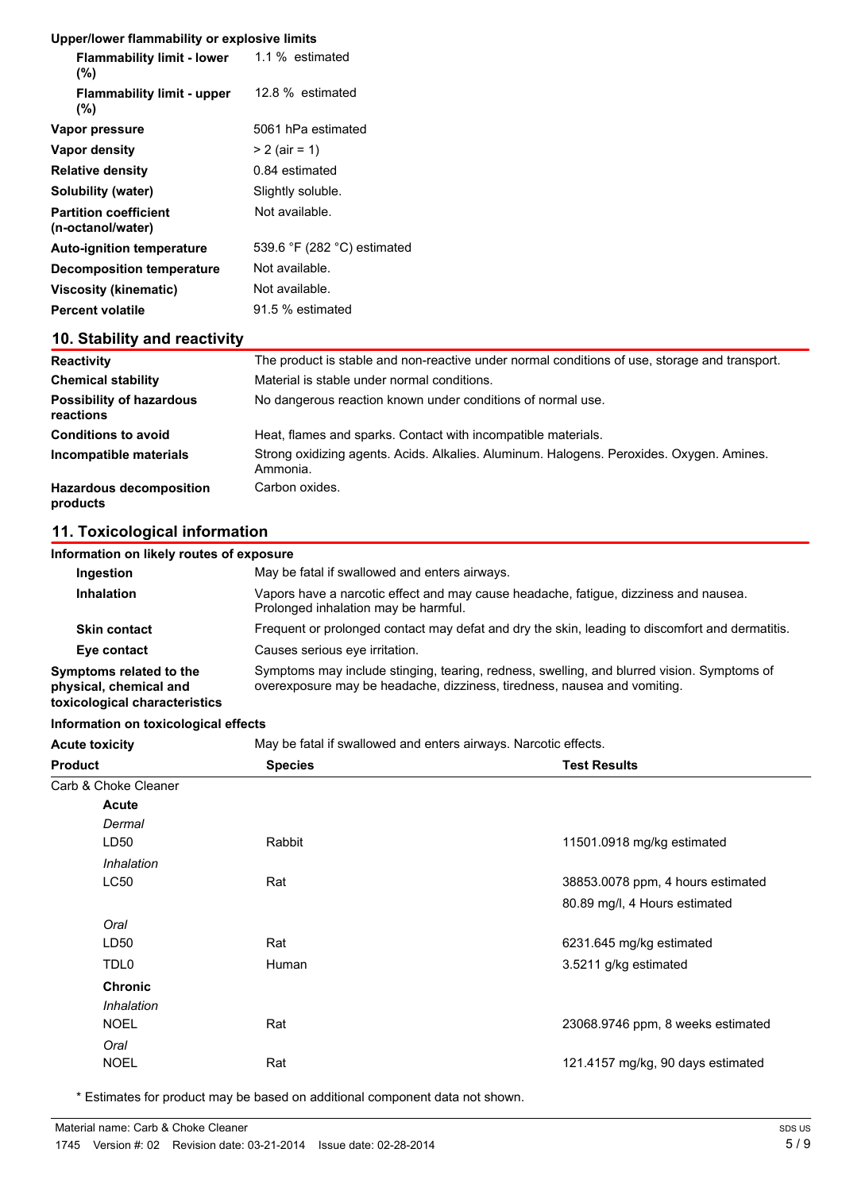**Upper/lower flammability or explosive limits**

| | |
|---|---|
| **Flammability limit - lower (%)** | 1.1 % estimated |
| **Flammability limit - upper (%)** | 12.8 % estimated |
| **Vapor pressure** | 5061 hPa estimated |
| **Vapor density** | > 2 (air = 1) |
| **Relative density** | 0.84 estimated |
| **Solubility (water)** | Slightly soluble. |
| **Partition coefficient (n-octanol/water)** | Not available. |
| **Auto-ignition temperature** | 539.6 °F (282 °C) estimated |
| **Decomposition temperature** | Not available. |
| **Viscosity (kinematic)** | Not available. |
| **Percent volatile** | 91.5 % estimated |

## 10. Stability and reactivity

| | |
|---|---|
| **Reactivity** | The product is stable and non-reactive under normal conditions of use, storage and transport. |
| **Chemical stability** | Material is stable under normal conditions. |
| **Possibility of hazardous reactions** | No dangerous reaction known under conditions of normal use. |
| **Conditions to avoid** | Heat, flames and sparks. Contact with incompatible materials. |
| **Incompatible materials** | Strong oxidizing agents. Acids. Alkalies. Aluminum. Halogens. Peroxides. Oxygen. Amines. Ammonia. |
| **Hazardous decomposition products** | Carbon oxides. |

## 11. Toxicological information

**Information on likely routes of exposure**

| | |
|---|---|
| **Ingestion** | May be fatal if swallowed and enters airways. |
| **Inhalation** | Vapors have a narcotic effect and may cause headache, fatigue, dizziness and nausea. Prolonged inhalation may be harmful. |
| **Skin contact** | Frequent or prolonged contact may defat and dry the skin, leading to discomfort and dermatitis. |
| **Eye contact** | Causes serious eye irritation. |
| **Symptoms related to the physical, chemical and toxicological characteristics** | Symptoms may include stinging, tearing, redness, swelling, and blurred vision. Symptoms of overexposure may be headache, dizziness, tiredness, nausea and vomiting. |

**Information on toxicological effects**

**Acute toxicity** May be fatal if swallowed and enters airways. Narcotic effects.

| Product | Species | Test Results |
|---|---|---|
| Carb & Choke Cleaner | | |
| **Acute** | | |
| *Dermal* | | |
| LD50 | Rabbit | 11501.0918 mg/kg estimated |
| *Inhalation* | | |
| LC50 | Rat | 38853.0078 ppm, 4 hours estimated |
| | | 80.89 mg/l, 4 Hours estimated |
| *Oral* | | |
| LD50 | Rat | 6231.645 mg/kg estimated |
| TDL0 | Human | 3.5211 g/kg estimated |
| **Chronic** | | |
| *Inhalation* | | |
| NOEL | Rat | 23068.9746 ppm, 8 weeks estimated |
| *Oral* | | |
| NOEL | Rat | 121.4157 mg/kg, 90 days estimated |

* Estimates for product may be based on additional component data not shown.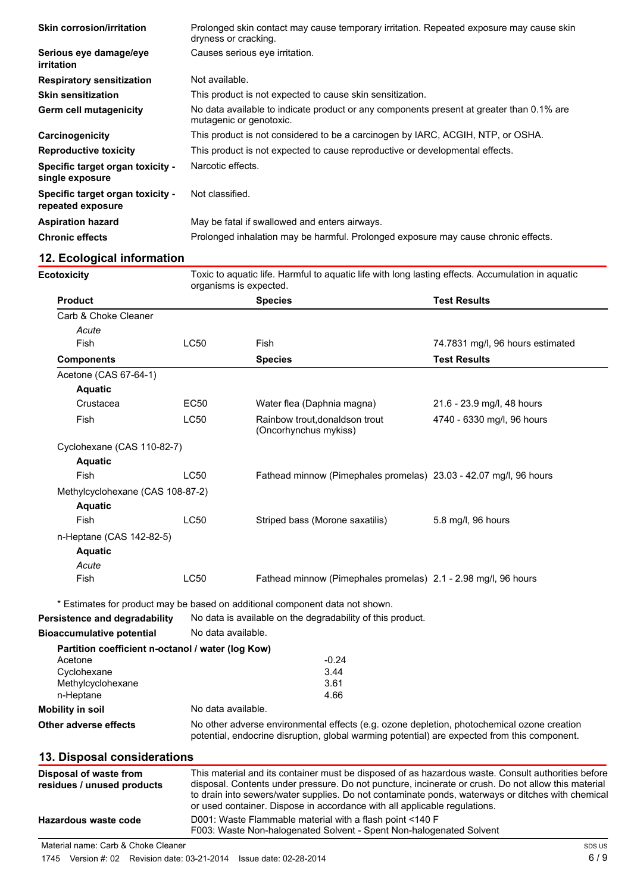| | |
|---|---|
| **Skin corrosion/irritation** | Prolonged skin contact may cause temporary irritation. Repeated exposure may cause skin dryness or cracking. |
| **Serious eye damage/eye irritation** | Causes serious eye irritation. |
| **Respiratory sensitization** | Not available. |
| **Skin sensitization** | This product is not expected to cause skin sensitization. |
| **Germ cell mutagenicity** | No data available to indicate product or any components present at greater than 0.1% are mutagenic or genotoxic. |
| **Carcinogenicity** | This product is not considered to be a carcinogen by IARC, ACGIH, NTP, or OSHA. |
| **Reproductive toxicity** | This product is not expected to cause reproductive or developmental effects. |
| **Specific target organ toxicity - single exposure** | Narcotic effects. |
| **Specific target organ toxicity - repeated exposure** | Not classified. |
| **Aspiration hazard** | May be fatal if swallowed and enters airways. |
| **Chronic effects** | Prolonged inhalation may be harmful. Prolonged exposure may cause chronic effects. |

## 12. Ecological information

**Ecotoxicity** Toxic to aquatic life. Harmful to aquatic life with long lasting effects. Accumulation in aquatic organisms is expected.

| Product | | Species | Test Results |
|---|---|---|---|
| Carb & Choke Cleaner | | | |
| *Acute* | | | |
| Fish | LC50 | Fish | 74.7831 mg/l, 96 hours estimated |
| **Components** | | **Species** | **Test Results** |
| Acetone (CAS 67-64-1) | | | |
| **Aquatic** | | | |
| Crustacea | EC50 | Water flea (Daphnia magna) | 21.6 - 23.9 mg/l, 48 hours |
| Fish | LC50 | Rainbow trout,donaldson trout (Oncorhynchus mykiss) | 4740 - 6330 mg/l, 96 hours |
| Cyclohexane (CAS 110-82-7) | | | |
| **Aquatic** | | | |
| Fish | LC50 | Fathead minnow (Pimephales promelas) | 23.03 - 42.07 mg/l, 96 hours |
| Methylcyclohexane (CAS 108-87-2) | | | |
| **Aquatic** | | | |
| Fish | LC50 | Striped bass (Morone saxatilis) | 5.8 mg/l, 96 hours |
| n-Heptane (CAS 142-82-5) | | | |
| **Aquatic** | | | |
| *Acute* | | | |
| Fish | LC50 | Fathead minnow (Pimephales promelas) | 2.1 - 2.98 mg/l, 96 hours |

* Estimates for product may be based on additional component data not shown.

**Persistence and degradability** No data is available on the degradability of this product.

**Bioaccumulative potential** No data available.

**Partition coefficient n-octanol / water (log Kow)**

| | |
|---|---|
| Acetone | -0.24 |
| Cyclohexane | 3.44 |
| Methylcyclohexane | 3.61 |
| n-Heptane | 4.66 |

**Mobility in soil** No data available.

**Other adverse effects** No other adverse environmental effects (e.g. ozone depletion, photochemical ozone creation potential, endocrine disruption, global warming potential) are expected from this component.

## 13. Disposal considerations

**Disposal of waste from residues / unused products** This material and its container must be disposed of as hazardous waste. Consult authorities before disposal. Contents under pressure. Do not puncture, incinerate or crush. Do not allow this material to drain into sewers/water supplies. Do not contaminate ponds, waterways or ditches with chemical or used container. Dispose in accordance with all applicable regulations.

**Hazardous waste code** D001: Waste Flammable material with a flash point <140 F
F003: Waste Non-halogenated Solvent - Spent Non-halogenated Solvent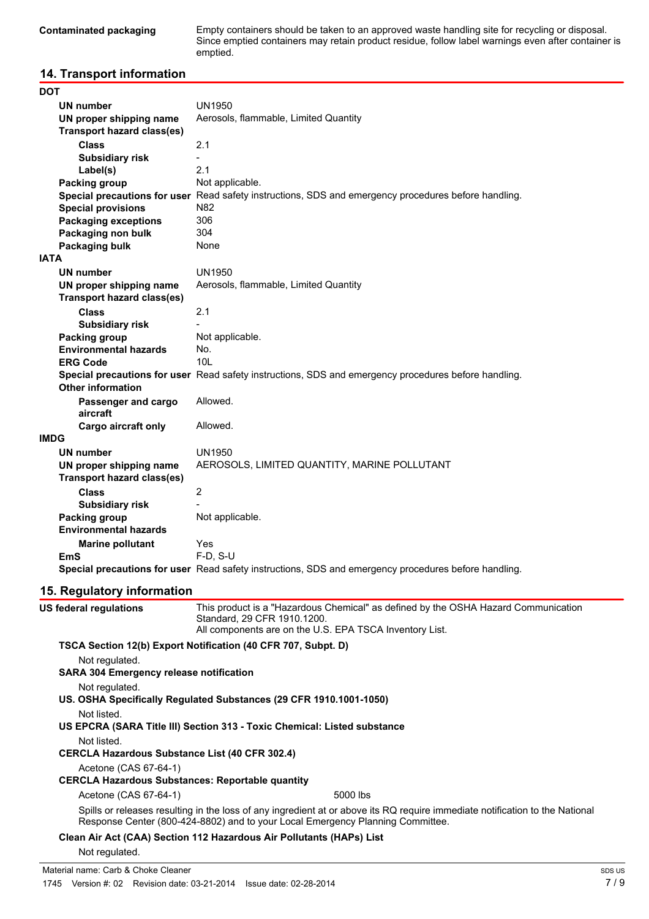| | |
|---|---|
| **Contaminated packaging** | Empty containers should be taken to an approved waste handling site for recycling or disposal. Since emptied containers may retain product residue, follow label warnings even after container is emptied. |

## 14. Transport information

**DOT**

| | |
|---|---|
| **UN number** | UN1950 |
| **UN proper shipping name** | Aerosols, flammable, Limited Quantity |
| **Transport hazard class(es)** | |
| **Class** | 2.1 |
| **Subsidiary risk** | - |
| **Label(s)** | 2.1 |
| **Packing group** | Not applicable. |
| **Special precautions for user** | Read safety instructions, SDS and emergency procedures before handling. |
| **Special provisions** | N82 |
| **Packaging exceptions** | 306 |
| **Packaging non bulk** | 304 |
| **Packaging bulk** | None |

**IATA**

| | |
|---|---|
| **UN number** | UN1950 |
| **UN proper shipping name** | Aerosols, flammable, Limited Quantity |
| **Transport hazard class(es)** | |
| **Class** | 2.1 |
| **Subsidiary risk** | - |
| **Packing group** | Not applicable. |
| **Environmental hazards** | No. |
| **ERG Code** | 10L |
| **Special precautions for user** | Read safety instructions, SDS and emergency procedures before handling. |
| **Other information** | |
| **Passenger and cargo aircraft** | Allowed. |
| **Cargo aircraft only** | Allowed. |

**IMDG**

| | |
|---|---|
| **UN number** | UN1950 |
| **UN proper shipping name** | AEROSOLS, LIMITED QUANTITY, MARINE POLLUTANT |
| **Transport hazard class(es)** | |
| **Class** | 2 |
| **Subsidiary risk** | - |
| **Packing group** | Not applicable. |
| **Environmental hazards** | |
| **Marine pollutant** | Yes |
| **EmS** | F-D, S-U |
| **Special precautions for user** | Read safety instructions, SDS and emergency procedures before handling. |

## 15. Regulatory information

**US federal regulations**

This product is a "Hazardous Chemical" as defined by the OSHA Hazard Communication Standard, 29 CFR 1910.1200.
All components are on the U.S. EPA TSCA Inventory List.

**TSCA Section 12(b) Export Notification (40 CFR 707, Subpt. D)**

Not regulated.

**SARA 304 Emergency release notification**

Not regulated.

**US. OSHA Specifically Regulated Substances (29 CFR 1910.1001-1050)**

Not listed.

**US EPCRA (SARA Title III) Section 313 - Toxic Chemical: Listed substance**

Not listed.

**CERCLA Hazardous Substance List (40 CFR 302.4)**

Acetone (CAS 67-64-1)

**CERCLA Hazardous Substances: Reportable quantity**

Acetone (CAS 67-64-1) 5000 lbs

Spills or releases resulting in the loss of any ingredient at or above its RQ require immediate notification to the National Response Center (800-424-8802) and to your Local Emergency Planning Committee.

**Clean Air Act (CAA) Section 112 Hazardous Air Pollutants (HAPs) List**

Not regulated.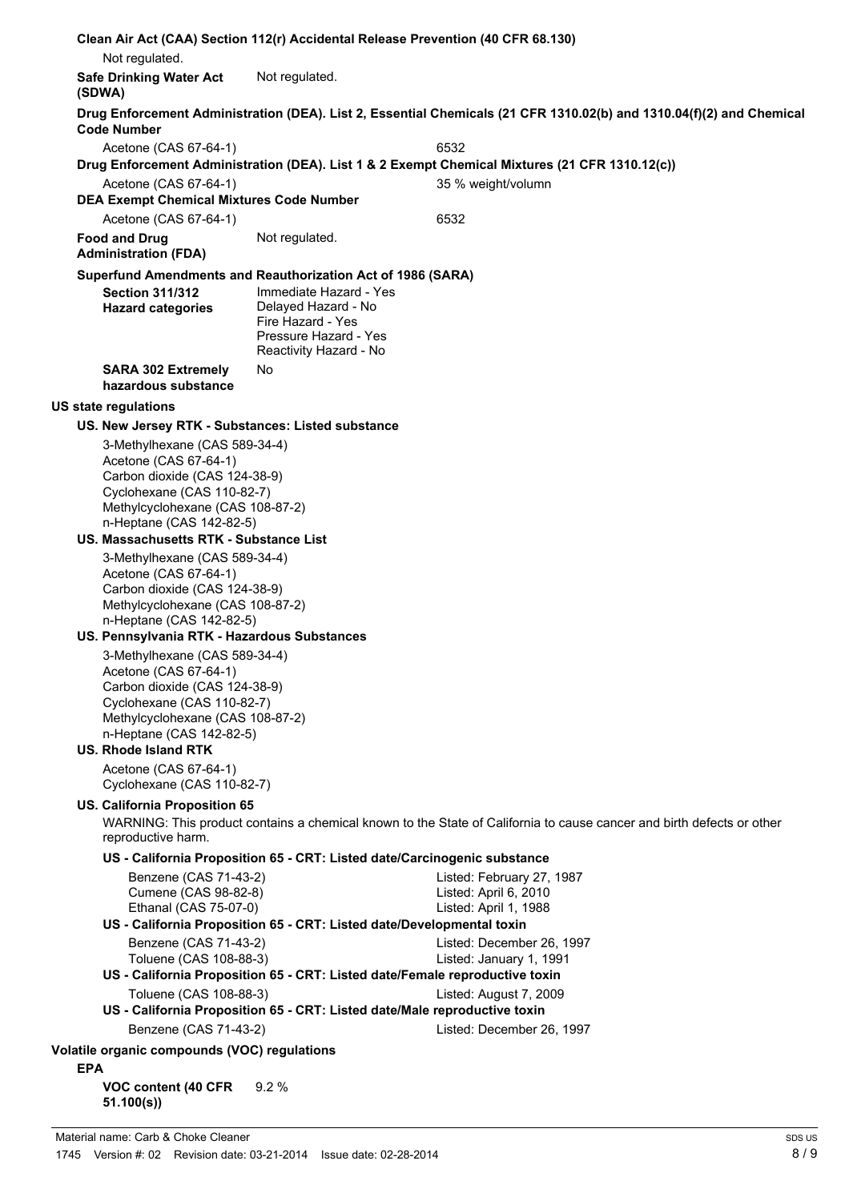**Clean Air Act (CAA) Section 112(r) Accidental Release Prevention (40 CFR 68.130)**

Not regulated.

**Safe Drinking Water Act (SDWA)** Not regulated.

**Drug Enforcement Administration (DEA). List 2, Essential Chemicals (21 CFR 1310.02(b) and 1310.04(f)(2) and Chemical Code Number**

| | |
|---|---|
| Acetone (CAS 67-64-1) | 6532 |

**Drug Enforcement Administration (DEA). List 1 & 2 Exempt Chemical Mixtures (21 CFR 1310.12(c))**

| | |
|---|---|
| Acetone (CAS 67-64-1) | 35 % weight/volumn |

**DEA Exempt Chemical Mixtures Code Number**

| | |
|---|---|
| Acetone (CAS 67-64-1) | 6532 |

**Food and Drug Administration (FDA)** Not regulated.

**Superfund Amendments and Reauthorization Act of 1986 (SARA)**

**Section 311/312 Hazard categories**

Immediate Hazard - Yes
Delayed Hazard - No
Fire Hazard - Yes
Pressure Hazard - Yes
Reactivity Hazard - No

**SARA 302 Extremely hazardous substance** No

**US state regulations**

**US. New Jersey RTK - Substances: Listed substance**

3-Methylhexane (CAS 589-34-4)
Acetone (CAS 67-64-1)
Carbon dioxide (CAS 124-38-9)
Cyclohexane (CAS 110-82-7)
Methylcyclohexane (CAS 108-87-2)
n-Heptane (CAS 142-82-5)

**US. Massachusetts RTK - Substance List**

3-Methylhexane (CAS 589-34-4)
Acetone (CAS 67-64-1)
Carbon dioxide (CAS 124-38-9)
Methylcyclohexane (CAS 108-87-2)
n-Heptane (CAS 142-82-5)

**US. Pennsylvania RTK - Hazardous Substances**

3-Methylhexane (CAS 589-34-4)
Acetone (CAS 67-64-1)
Carbon dioxide (CAS 124-38-9)
Cyclohexane (CAS 110-82-7)
Methylcyclohexane (CAS 108-87-2)
n-Heptane (CAS 142-82-5)

**US. Rhode Island RTK**

Acetone (CAS 67-64-1)
Cyclohexane (CAS 110-82-7)

**US. California Proposition 65**

WARNING: This product contains a chemical known to the State of California to cause cancer and birth defects or other reproductive harm.

**US - California Proposition 65 - CRT: Listed date/Carcinogenic substance**

| | |
|---|---|
| Benzene (CAS 71-43-2) | Listed: February 27, 1987 |
| Cumene (CAS 98-82-8) | Listed: April 6, 2010 |
| Ethanal (CAS 75-07-0) | Listed: April 1, 1988 |

**US - California Proposition 65 - CRT: Listed date/Developmental toxin**

| | |
|---|---|
| Benzene (CAS 71-43-2) | Listed: December 26, 1997 |
| Toluene (CAS 108-88-3) | Listed: January 1, 1991 |

**US - California Proposition 65 - CRT: Listed date/Female reproductive toxin**

| | |
|---|---|
| Toluene (CAS 108-88-3) | Listed: August 7, 2009 |

**US - California Proposition 65 - CRT: Listed date/Male reproductive toxin**

| | |
|---|---|
| Benzene (CAS 71-43-2) | Listed: December 26, 1997 |

**Volatile organic compounds (VOC) regulations**

**EPA**

**VOC content (40 CFR 51.100(s))** 9.2 %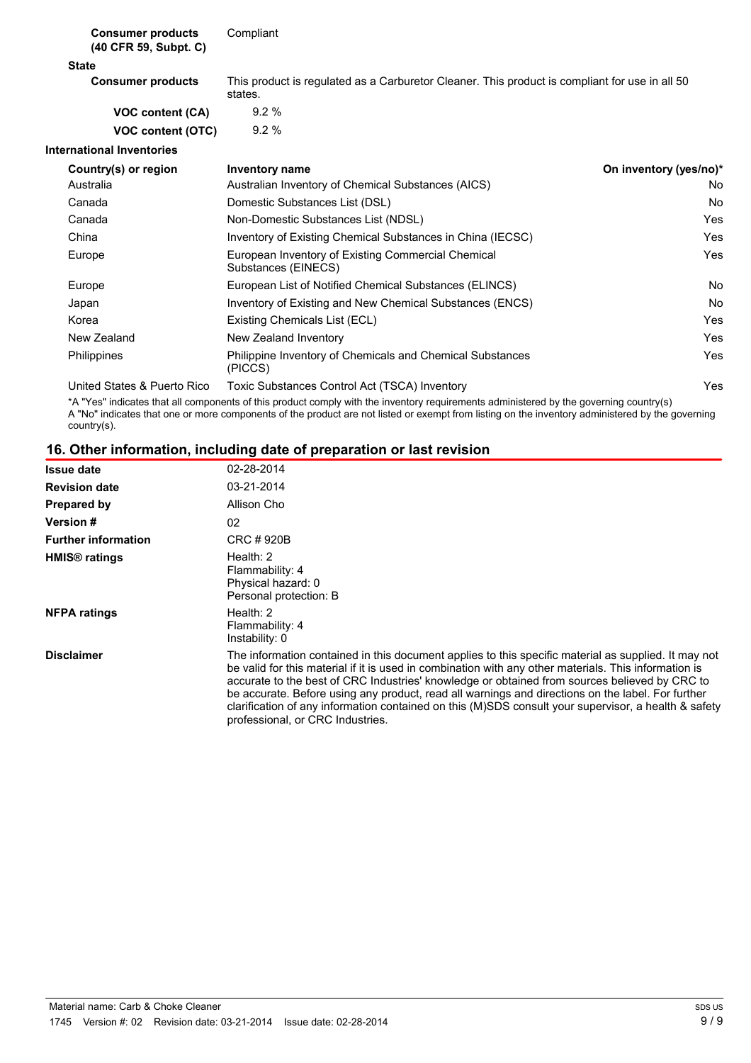| | |
|---|---|
| **Consumer products (40 CFR 59, Subpt. C)** | Compliant |

**State**

| | |
|---|---|
| **Consumer products** | This product is regulated as a Carburetor Cleaner. This product is compliant for use in all 50 states. |
| **VOC content (CA)** | 9.2 % |
| **VOC content (OTC)** | 9.2 % |

**International Inventories**

| Country(s) or region | Inventory name | On inventory (yes/no)* |
|---|---|---|
| Australia | Australian Inventory of Chemical Substances (AICS) | No |
| Canada | Domestic Substances List (DSL) | No |
| Canada | Non-Domestic Substances List (NDSL) | Yes |
| China | Inventory of Existing Chemical Substances in China (IECSC) | Yes |
| Europe | European Inventory of Existing Commercial Chemical Substances (EINECS) | Yes |
| Europe | European List of Notified Chemical Substances (ELINCS) | No |
| Japan | Inventory of Existing and New Chemical Substances (ENCS) | No |
| Korea | Existing Chemicals List (ECL) | Yes |
| New Zealand | New Zealand Inventory | Yes |
| Philippines | Philippine Inventory of Chemicals and Chemical Substances (PICCS) | Yes |
| United States & Puerto Rico | Toxic Substances Control Act (TSCA) Inventory | Yes |

*A "Yes" indicates that all components of this product comply with the inventory requirements administered by the governing country(s)
A "No" indicates that one or more components of the product are not listed or exempt from listing on the inventory administered by the governing country(s).

## 16. Other information, including date of preparation or last revision

| | |
|---|---|
| **Issue date** | 02-28-2014 |
| **Revision date** | 03-21-2014 |
| **Prepared by** | Allison Cho |
| **Version #** | 02 |
| **Further information** | CRC # 920B |
| **HMIS® ratings** | Health: 2<br>Flammability: 4<br>Physical hazard: 0<br>Personal protection: B |
| **NFPA ratings** | Health: 2<br>Flammability: 4<br>Instability: 0 |
| **Disclaimer** | The information contained in this document applies to this specific material as supplied. It may not be valid for this material if it is used in combination with any other materials. This information is accurate to the best of CRC Industries' knowledge or obtained from sources believed by CRC to be accurate. Before using any product, read all warnings and directions on the label. For further clarification of any information contained on this (M)SDS consult your supervisor, a health & safety professional, or CRC Industries. |